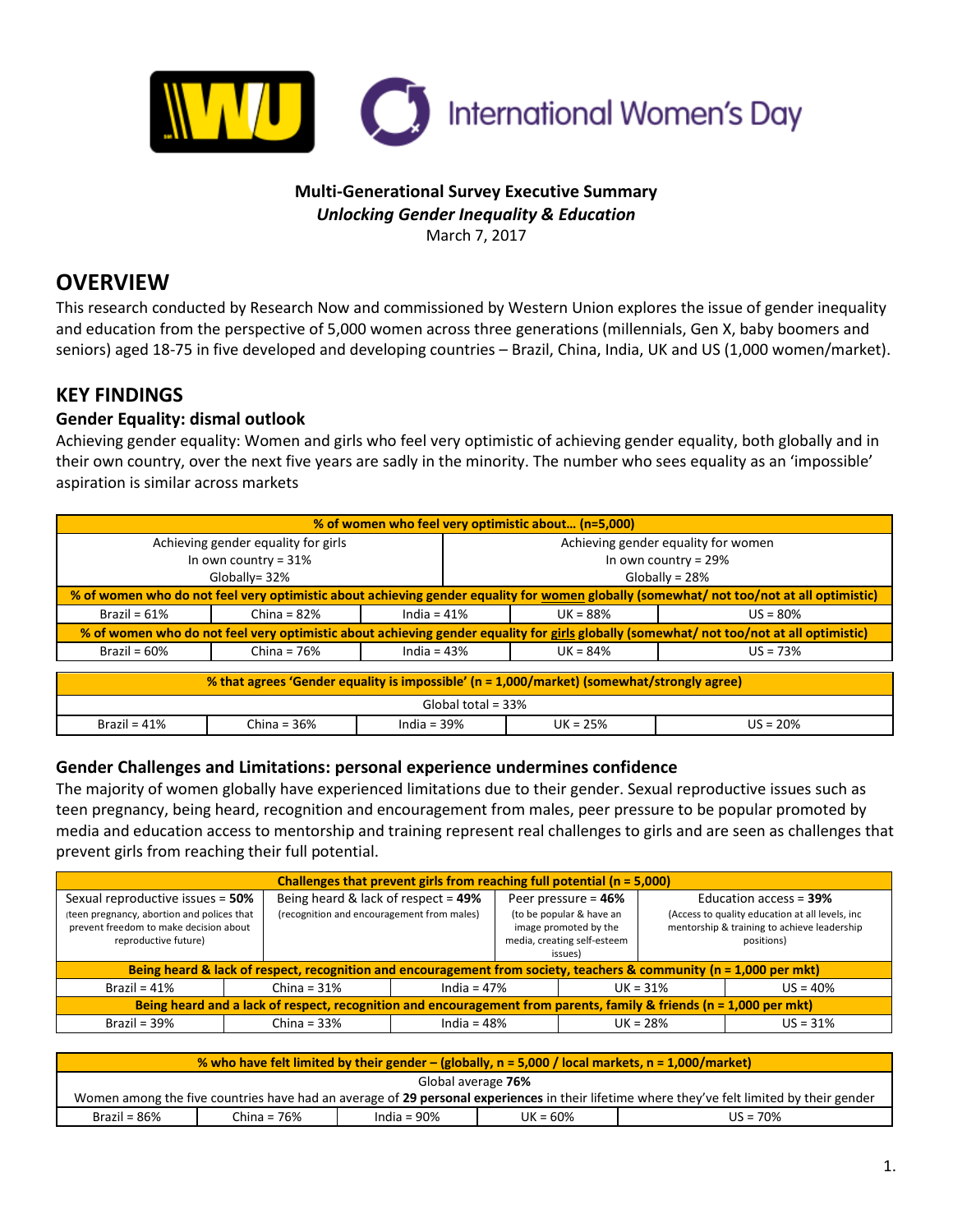**Multi-Generational Survey Executive Summary**
***Unlocking Gender Inequality & Education***
March 7, 2017

# OVERVIEW

This research conducted by Research Now and commissioned by Western Union explores the issue of gender inequality and education from the perspective of 5,000 women across three generations (millennials, Gen X, baby boomers and seniors) aged 18-75 in five developed and developing countries – Brazil, China, India, UK and US (1,000 women/market).

# KEY FINDINGS

## Gender Equality: dismal outlook

Achieving gender equality: Women and girls who feel very optimistic of achieving gender equality, both globally and in their own country, over the next five years are sadly in the minority. The number who sees equality as an 'impossible' aspiration is similar across markets

| **% of women who feel very optimistic about… (n=5,000)** | | | | |
|---|---|---|---|---|
| Achieving gender equality for girls<br>In own country = 31%<br>Globally= 32% | | Achieving gender equality for women<br>In own country = 29%<br>Globally = 28% | | |
| **% of women who do not feel very optimistic about achieving gender equality for women globally (somewhat/ not too/not at all optimistic)** | | | | |
| Brazil = 61% | China = 82% | India = 41% | UK = 88% | US = 80% |
| **% of women who do not feel very optimistic about achieving gender equality for girls globally (somewhat/ not too/not at all optimistic)** | | | | |
| Brazil = 60% | China = 76% | India = 43% | UK = 84% | US = 73% |

| **% that agrees 'Gender equality is impossible' (n = 1,000/market) (somewhat/strongly agree)** | | | | |
|---|---|---|---|---|
| Global total = 33% | | | | |
| Brazil = 41% | China = 36% | India = 39% | UK = 25% | US = 20% |

## Gender Challenges and Limitations: personal experience undermines confidence

The majority of women globally have experienced limitations due to their gender. Sexual reproductive issues such as teen pregnancy, being heard, recognition and encouragement from males, peer pressure to be popular promoted by media and education access to mentorship and training represent real challenges to girls and are seen as challenges that prevent girls from reaching their full potential.

| **Challenges that prevent girls from reaching full potential (n = 5,000)** | | | | |
|---|---|---|---|---|
| Sexual reproductive issues = **50%**<br>(teen pregnancy, abortion and polices that prevent freedom to make decision about reproductive future) | Being heard & lack of respect = **49%**<br>(recognition and encouragement from males) | | Peer pressure = **46%**<br>(to be popular & have an image promoted by the media, creating self-esteem issues) | Education access = **39%**<br>(Access to quality education at all levels, inc mentorship & training to achieve leadership positions) |
| **Being heard & lack of respect, recognition and encouragement from society, teachers & community (n = 1,000 per mkt)** | | | | |
| Brazil = 41% | China = 31% | India = 47% | UK = 31% | US = 40% |
| **Being heard and a lack of respect, recognition and encouragement from parents, family & friends (n = 1,000 per mkt)** | | | | |
| Brazil = 39% | China = 33% | India = 48% | UK = 28% | US = 31% |

| **% who have felt limited by their gender – (globally, n = 5,000 / local markets, n = 1,000/market)** | | | | |
|---|---|---|---|---|
| Global average **76%**<br>Women among the five countries have had an average of **29 personal experiences** in their lifetime where they've felt limited by their gender | | | | |
| Brazil = 86% | China = 76% | India = 90% | UK = 60% | US = 70% |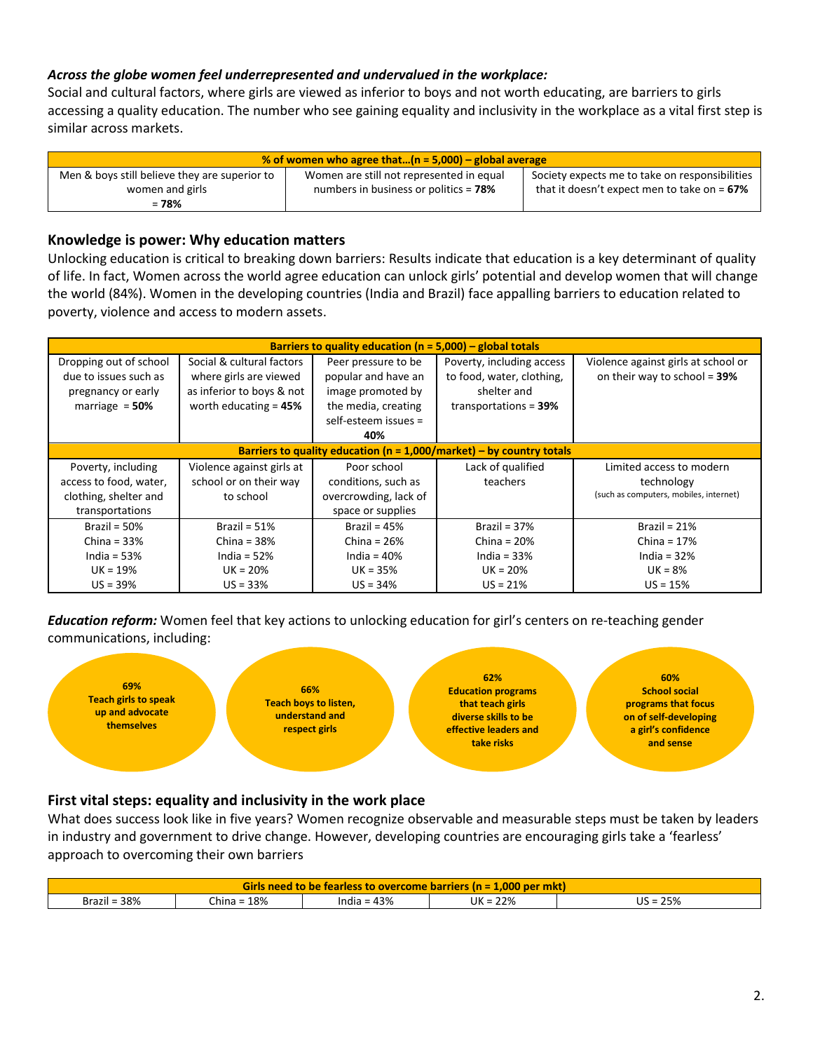***Across the globe women feel underrepresented and undervalued in the workplace:***

Social and cultural factors, where girls are viewed as inferior to boys and not worth educating, are barriers to girls accessing a quality education. The number who see gaining equality and inclusivity in the workplace as a vital first step is similar across markets.

| **% of women who agree that…(n = 5,000) – global average** | | |
|---|---|---|
| Men & boys still believe they are superior to women and girls = **78%** | Women are still not represented in equal numbers in business or politics = **78%** | Society expects me to take on responsibilities that it doesn't expect men to take on = **67%** |

## Knowledge is power: Why education matters

Unlocking education is critical to breaking down barriers: Results indicate that education is a key determinant of quality of life. In fact, Women across the world agree education can unlock girls' potential and develop women that will change the world (84%). Women in the developing countries (India and Brazil) face appalling barriers to education related to poverty, violence and access to modern assets.

| **Barriers to quality education (n = 5,000) – global totals** | | | | |
|---|---|---|---|---|
| Dropping out of school due to issues such as pregnancy or early marriage = **50%** | Social & cultural factors where girls are viewed as inferior to boys & not worth educating = **45%** | Peer pressure to be popular and have an image promoted by the media, creating self-esteem issues = **40%** | Poverty, including access to food, water, clothing, shelter and transportations = **39%** | Violence against girls at school or on their way to school = **39%** |
| **Barriers to quality education (n = 1,000/market) – by country totals** | | | | |
| Poverty, including access to food, water, clothing, shelter and transportations | Violence against girls at school or on their way to school | Poor school conditions, such as overcrowding, lack of space or supplies | Lack of qualified teachers | Limited access to modern technology (such as computers, mobiles, internet) |
| Brazil = 50%<br>China = 33%<br>India = 53%<br>UK = 19%<br>US = 39% | Brazil = 51%<br>China = 38%<br>India = 52%<br>UK = 20%<br>US = 33% | Brazil = 45%<br>China = 26%<br>India = 40%<br>UK = 35%<br>US = 34% | Brazil = 37%<br>China = 20%<br>India = 33%<br>UK = 20%<br>US = 21% | Brazil = 21%<br>China = 17%<br>India = 32%<br>UK = 8%<br>US = 15% |

***Education reform:*** Women feel that key actions to unlocking education for girl's centers on re-teaching gender communications, including:

- **69%** **Teach girls to speak up and advocate themselves**
- **66%** **Teach boys to listen, understand and respect girls**
- **62%** **Education programs that teach girls diverse skills to be effective leaders and take risks**
- **60%** **School social programs that focus on of self-developing a girl's confidence and sense**

## First vital steps: equality and inclusivity in the work place

What does success look like in five years? Women recognize observable and measurable steps must be taken by leaders in industry and government to drive change. However, developing countries are encouraging girls take a 'fearless' approach to overcoming their own barriers

| **Girls need to be fearless to overcome barriers (n = 1,000 per mkt)** | | | | |
|---|---|---|---|---|
| Brazil = 38% | China = 18% | India = 43% | UK = 22% | US = 25% |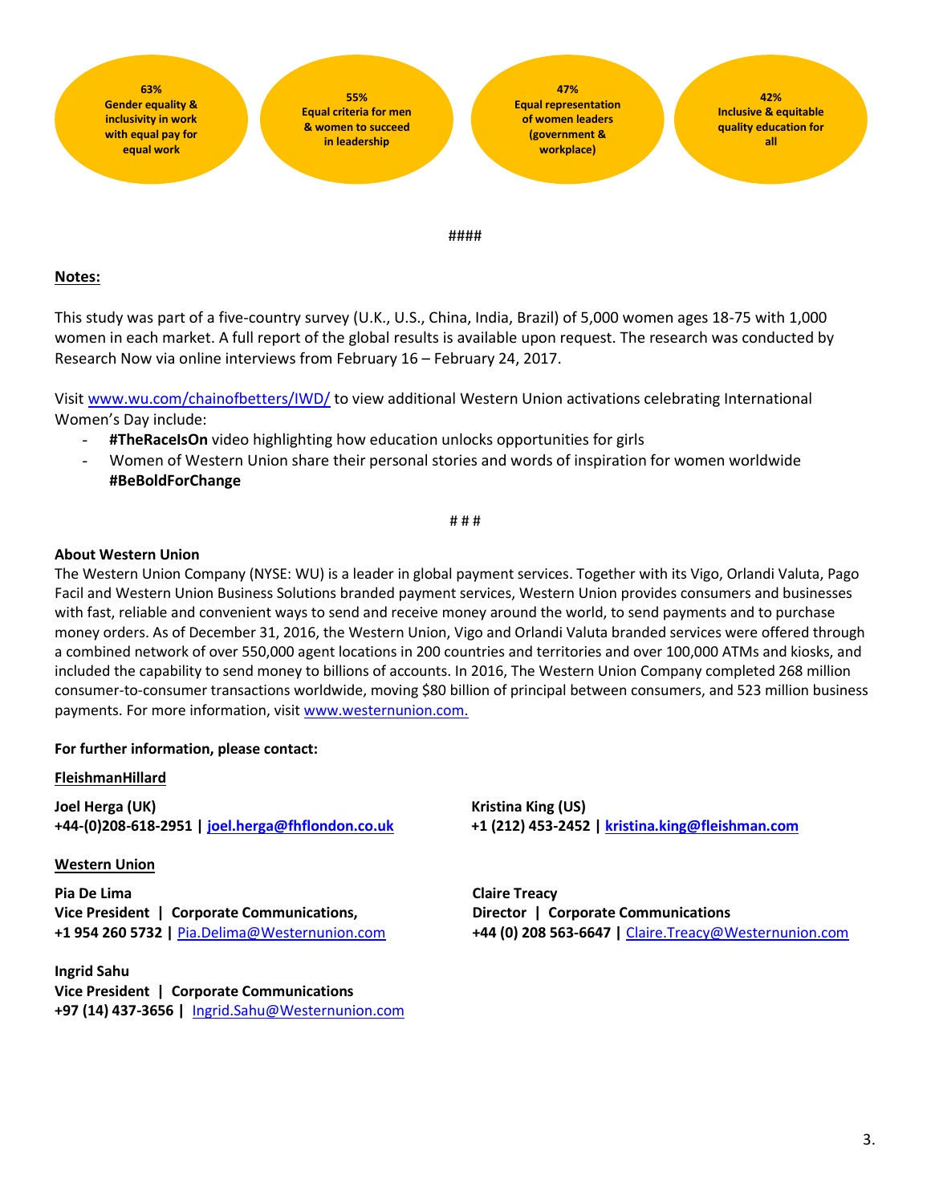**63%**
**Gender equality & inclusivity in work with equal pay for equal work**

**55%**
**Equal criteria for men & women to succeed in leadership**

**47%**
**Equal representation of women leaders (government & workplace)**

**42%**
**Inclusive & equitable quality education for all**

####

**Notes:**

This study was part of a five-country survey (U.K., U.S., China, India, Brazil) of 5,000 women ages 18-75 with 1,000 women in each market. A full report of the global results is available upon request. The research was conducted by Research Now via online interviews from February 16 – February 24, 2017.

Visit [www.wu.com/chainofbetters/IWD/](www.wu.com/chainofbetters/IWD/) to view additional Western Union activations celebrating International Women's Day include:

- **#TheRaceIsOn** video highlighting how education unlocks opportunities for girls
- Women of Western Union share their personal stories and words of inspiration for women worldwide **#BeBoldForChange**

# # #

**About Western Union**

The Western Union Company (NYSE: WU) is a leader in global payment services. Together with its Vigo, Orlandi Valuta, Pago Facil and Western Union Business Solutions branded payment services, Western Union provides consumers and businesses with fast, reliable and convenient ways to send and receive money around the world, to send payments and to purchase money orders. As of December 31, 2016, the Western Union, Vigo and Orlandi Valuta branded services were offered through a combined network of over 550,000 agent locations in 200 countries and territories and over 100,000 ATMs and kiosks, and included the capability to send money to billions of accounts. In 2016, The Western Union Company completed 268 million consumer-to-consumer transactions worldwide, moving $80 billion of principal between consumers, and 523 million business payments. For more information, visit [www.westernunion.com.](www.westernunion.com)

**For further information, please contact:**

**FleishmanHillard**

**Joel Herga (UK)**
**+44-(0)208-618-2951 | joel.herga@fhflondon.co.uk**

**Kristina King (US)**
**+1 (212) 453-2452 | kristina.king@fleishman.com**

**Western Union**

**Pia De Lima**
**Vice President | Corporate Communications,**
**+1 954 260 5732 |** Pia.Delima@Westernunion.com

**Claire Treacy**
**Director | Corporate Communications**
**+44 (0) 208 563-6647 |** Claire.Treacy@Westernunion.com

**Ingrid Sahu**
**Vice President | Corporate Communications**
**+97 (14) 437-3656 |** Ingrid.Sahu@Westernunion.com